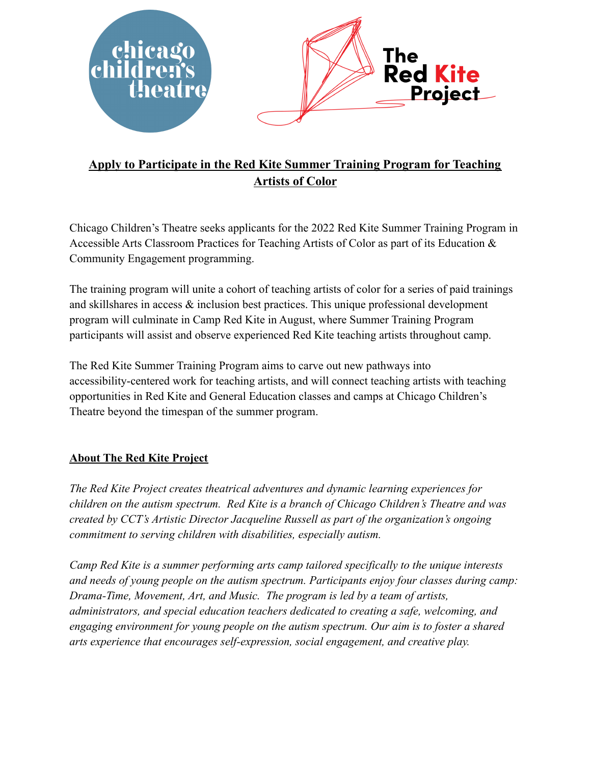# Apply to Participate in the Red Kite Summer Training Program for Teaching Artists of Color

Chicago Children's Theatre seeks applicants for the 2022 Red Kite Summer Training Program in Accessible Arts Classroom Practices for Teaching Artists of Color as part of its Education & Community Engagement programming.

The training program will unite a cohort of teaching artists of color for a series of paid trainings and skillshares in access & inclusion best practices. This unique professional development program will culminate in Camp Red Kite in August, where Summer Training Program participants will assist and observe experienced Red Kite teaching artists throughout camp.

The Red Kite Summer Training Program aims to carve out new pathways into accessibility-centered work for teaching artists, and will connect teaching artists with teaching opportunities in Red Kite and General Education classes and camps at Chicago Children's Theatre beyond the timespan of the summer program.

## About The Red Kite Project

*The Red Kite Project creates theatrical adventures and dynamic learning experiences for children on the autism spectrum. Red Kite is a branch of Chicago Children's Theatre and was created by CCT's Artistic Director Jacqueline Russell as part of the organization's ongoing commitment to serving children with disabilities, especially autism.*

*Camp Red Kite is a summer performing arts camp tailored specifically to the unique interests and needs of young people on the autism spectrum. Participants enjoy four classes during camp: Drama-Time, Movement, Art, and Music. The program is led by a team of artists, administrators, and special education teachers dedicated to creating a safe, welcoming, and engaging environment for young people on the autism spectrum. Our aim is to foster a shared arts experience that encourages self-expression, social engagement, and creative play.*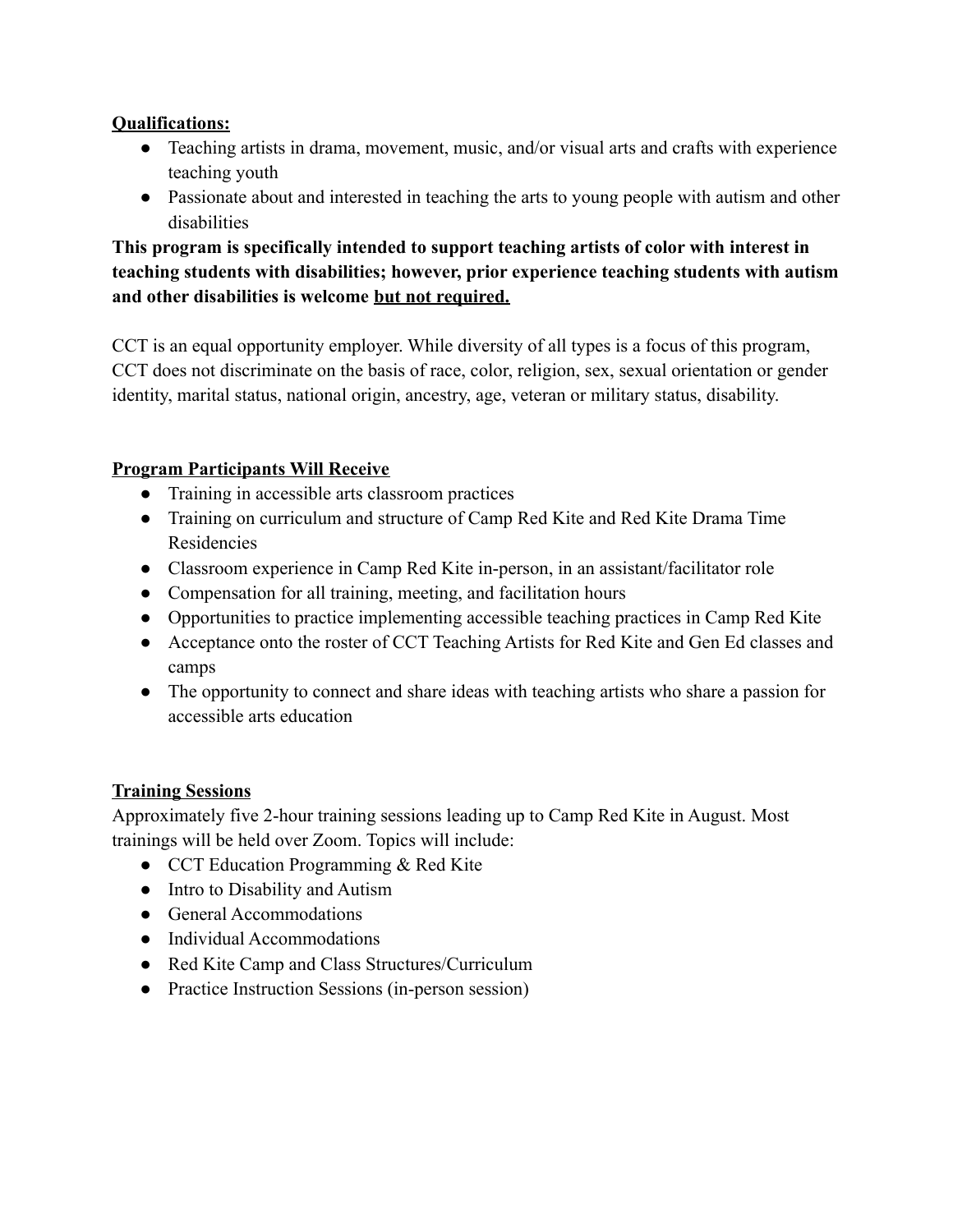**Qualifications:**

- Teaching artists in drama, movement, music, and/or visual arts and crafts with experience teaching youth
- Passionate about and interested in teaching the arts to young people with autism and other disabilities

**This program is specifically intended to support teaching artists of color with interest in teaching students with disabilities; however, prior experience teaching students with autism and other disabilities is welcome <u>but not required.</u>**

CCT is an equal opportunity employer. While diversity of all types is a focus of this program, CCT does not discriminate on the basis of race, color, religion, sex, sexual orientation or gender identity, marital status, national origin, ancestry, age, veteran or military status, disability.

**Program Participants Will Receive**

- Training in accessible arts classroom practices
- Training on curriculum and structure of Camp Red Kite and Red Kite Drama Time Residencies
- Classroom experience in Camp Red Kite in-person, in an assistant/facilitator role
- Compensation for all training, meeting, and facilitation hours
- Opportunities to practice implementing accessible teaching practices in Camp Red Kite
- Acceptance onto the roster of CCT Teaching Artists for Red Kite and Gen Ed classes and camps
- The opportunity to connect and share ideas with teaching artists who share a passion for accessible arts education

**Training Sessions**

Approximately five 2-hour training sessions leading up to Camp Red Kite in August. Most trainings will be held over Zoom. Topics will include:

- CCT Education Programming & Red Kite
- Intro to Disability and Autism
- General Accommodations
- Individual Accommodations
- Red Kite Camp and Class Structures/Curriculum
- Practice Instruction Sessions (in-person session)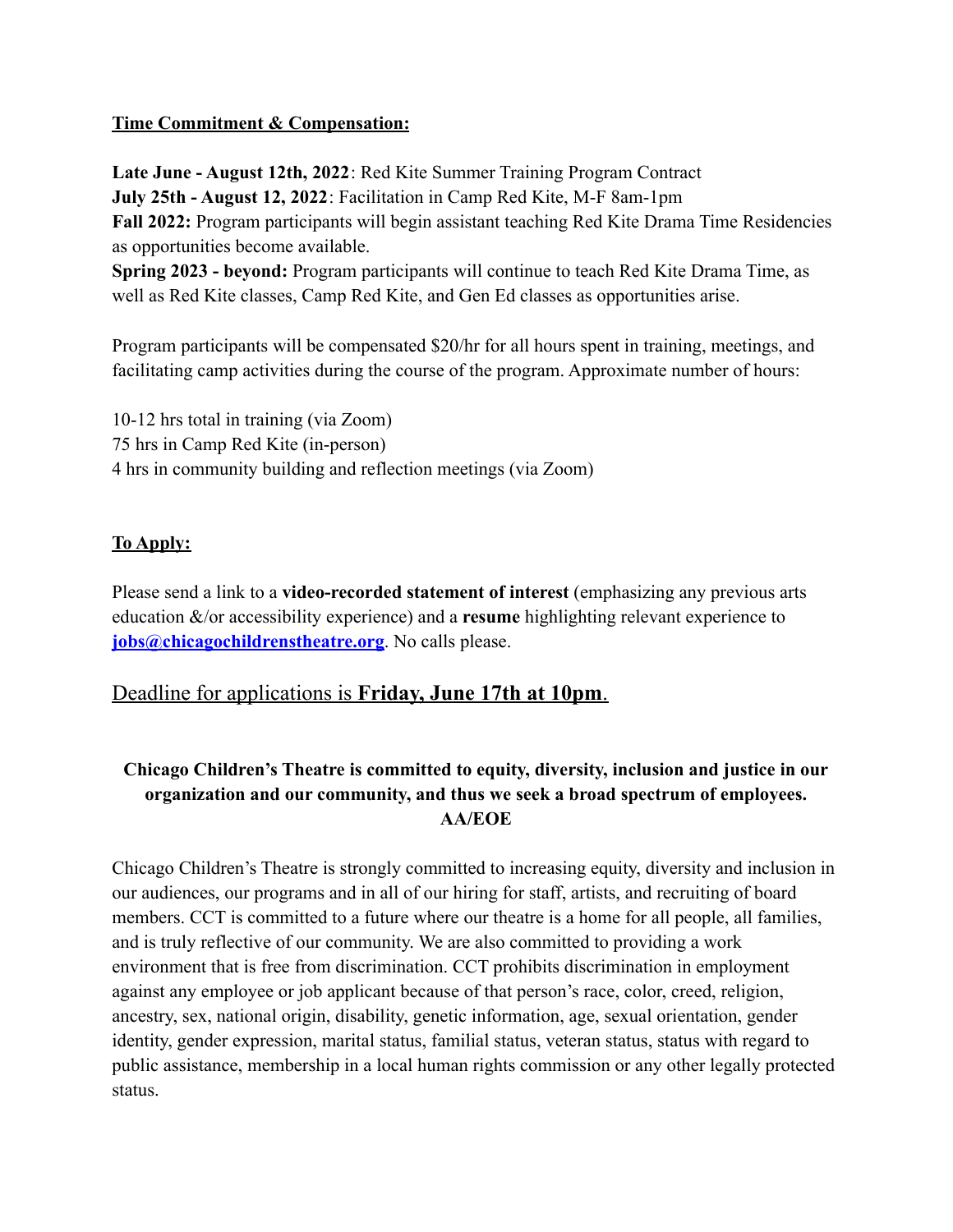**Time Commitment & Compensation:**

**Late June - August 12th, 2022**: Red Kite Summer Training Program Contract
**July 25th - August 12, 2022**: Facilitation in Camp Red Kite, M-F 8am-1pm
**Fall 2022:** Program participants will begin assistant teaching Red Kite Drama Time Residencies as opportunities become available.
**Spring 2023 - beyond:** Program participants will continue to teach Red Kite Drama Time, as well as Red Kite classes, Camp Red Kite, and Gen Ed classes as opportunities arise.

Program participants will be compensated $20/hr for all hours spent in training, meetings, and facilitating camp activities during the course of the program. Approximate number of hours:

10-12 hrs total in training (via Zoom)
75 hrs in Camp Red Kite (in-person)
4 hrs in community building and reflection meetings (via Zoom)

**To Apply:**

Please send a link to a **video-recorded statement of interest** (emphasizing any previous arts education &/or accessibility experience) and a **resume** highlighting relevant experience to **jobs@chicagochildrenstheatre.org**. No calls please.

Deadline for applications is **Friday, June 17th at 10pm**.

**Chicago Children's Theatre is committed to equity, diversity, inclusion and justice in our organization and our community, and thus we seek a broad spectrum of employees. AA/EOE**

Chicago Children's Theatre is strongly committed to increasing equity, diversity and inclusion in our audiences, our programs and in all of our hiring for staff, artists, and recruiting of board members. CCT is committed to a future where our theatre is a home for all people, all families, and is truly reflective of our community. We are also committed to providing a work environment that is free from discrimination. CCT prohibits discrimination in employment against any employee or job applicant because of that person's race, color, creed, religion, ancestry, sex, national origin, disability, genetic information, age, sexual orientation, gender identity, gender expression, marital status, familial status, veteran status, status with regard to public assistance, membership in a local human rights commission or any other legally protected status.